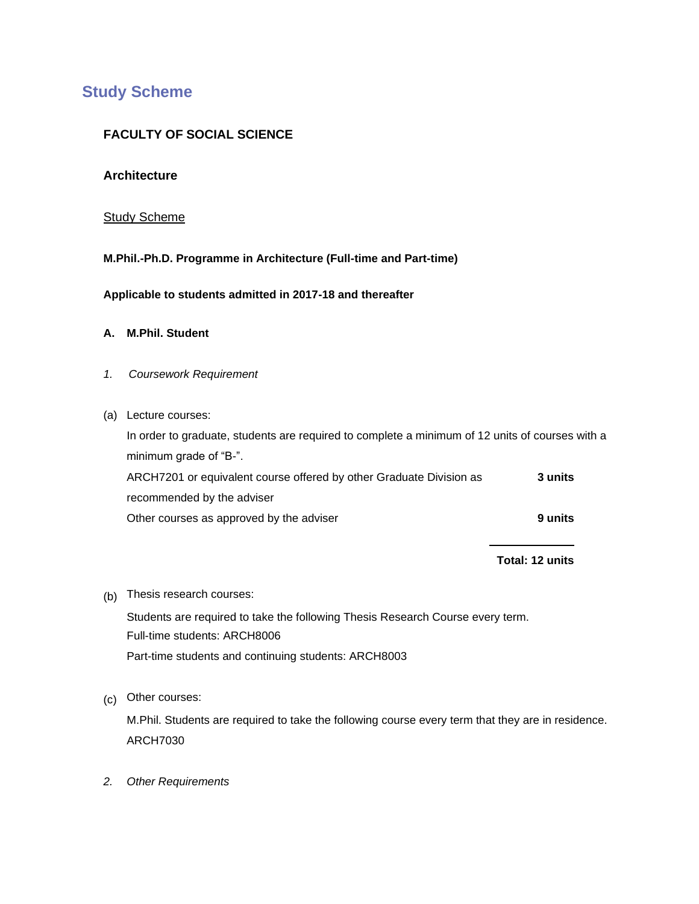# Study Scheme

**FACULTY OF SOCIAL SCIENCE**

**Architecture**

<u>Study Scheme</u>

**M.Phil.-Ph.D. Programme in Architecture (Full-time and Part-time)**

**Applicable to students admitted in 2017-18 and thereafter**

**A. M.Phil. Student**

*1. Coursework Requirement*

(a) Lecture courses:

In order to graduate, students are required to complete a minimum of 12 units of courses with a minimum grade of "B-".

| | |
|---|---|
| ARCH7201 or equivalent course offered by other Graduate Division as recommended by the adviser | **3 units** |
| Other courses as approved by the adviser | **9 units** |
| | **Total: 12 units** |

(b) Thesis research courses:

Students are required to take the following Thesis Research Course every term.
Full-time students: ARCH8006
Part-time students and continuing students: ARCH8003

(c) Other courses:

M.Phil. Students are required to take the following course every term that they are in residence.
ARCH7030

*2. Other Requirements*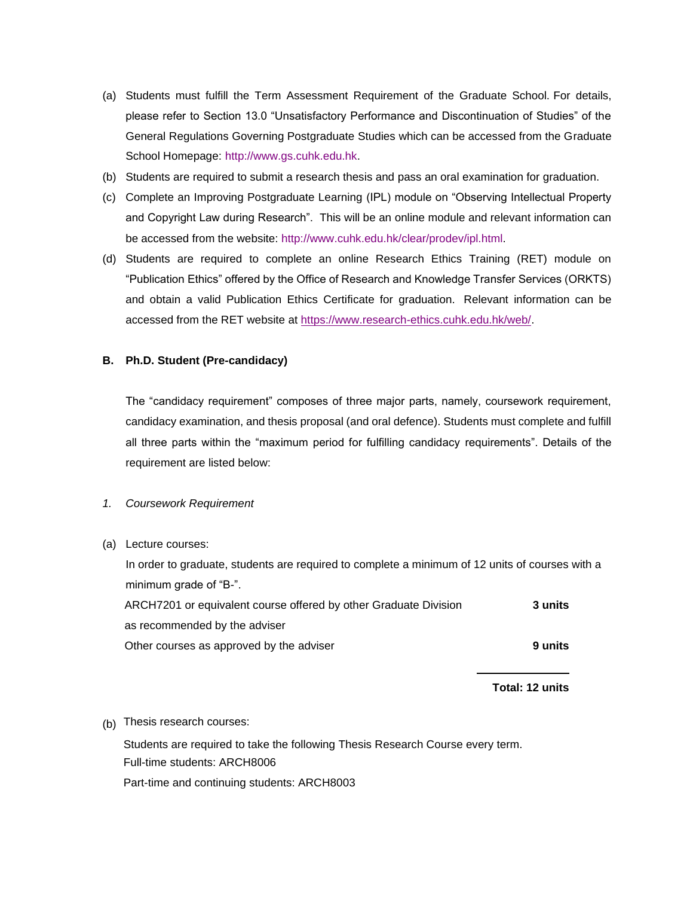(a) Students must fulfill the Term Assessment Requirement of the Graduate School. For details, please refer to Section 13.0 "Unsatisfactory Performance and Discontinuation of Studies" of the General Regulations Governing Postgraduate Studies which can be accessed from the Graduate School Homepage: http://www.gs.cuhk.edu.hk.

(b) Students are required to submit a research thesis and pass an oral examination for graduation.

(c) Complete an Improving Postgraduate Learning (IPL) module on "Observing Intellectual Property and Copyright Law during Research". This will be an online module and relevant information can be accessed from the website: http://www.cuhk.edu.hk/clear/prodev/ipl.html.

(d) Students are required to complete an online Research Ethics Training (RET) module on "Publication Ethics" offered by the Office of Research and Knowledge Transfer Services (ORKTS) and obtain a valid Publication Ethics Certificate for graduation. Relevant information can be accessed from the RET website at https://www.research-ethics.cuhk.edu.hk/web/.

## B. Ph.D. Student (Pre-candidacy)

The "candidacy requirement" composes of three major parts, namely, coursework requirement, candidacy examination, and thesis proposal (and oral defence). Students must complete and fulfill all three parts within the "maximum period for fulfilling candidacy requirements". Details of the requirement are listed below:

### *1. Coursework Requirement*

(a) Lecture courses:

In order to graduate, students are required to complete a minimum of 12 units of courses with a minimum grade of "B-".

| Course | Units |
| --- | --- |
| ARCH7201 or equivalent course offered by other Graduate Division as recommended by the adviser | **3 units** |
| Other courses as approved by the adviser | **9 units** |
| | **Total: 12 units** |

(b) Thesis research courses:

Students are required to take the following Thesis Research Course every term.

Full-time students: ARCH8006

Part-time and continuing students: ARCH8003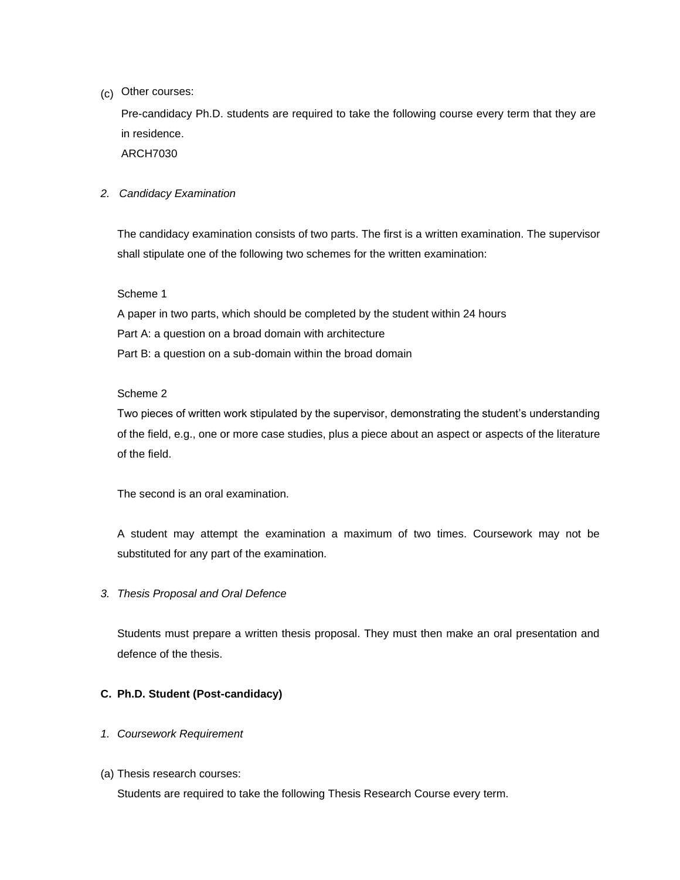(c) Other courses:

Pre-candidacy Ph.D. students are required to take the following course every term that they are in residence.

ARCH7030

*2. Candidacy Examination*

The candidacy examination consists of two parts. The first is a written examination. The supervisor shall stipulate one of the following two schemes for the written examination:

Scheme 1

A paper in two parts, which should be completed by the student within 24 hours

Part A: a question on a broad domain with architecture

Part B: a question on a sub-domain within the broad domain

Scheme 2

Two pieces of written work stipulated by the supervisor, demonstrating the student's understanding of the field, e.g., one or more case studies, plus a piece about an aspect or aspects of the literature of the field.

The second is an oral examination.

A student may attempt the examination a maximum of two times. Coursework may not be substituted for any part of the examination.

*3. Thesis Proposal and Oral Defence*

Students must prepare a written thesis proposal. They must then make an oral presentation and defence of the thesis.

**C. Ph.D. Student (Post-candidacy)**

*1. Coursework Requirement*

(a) Thesis research courses:

Students are required to take the following Thesis Research Course every term.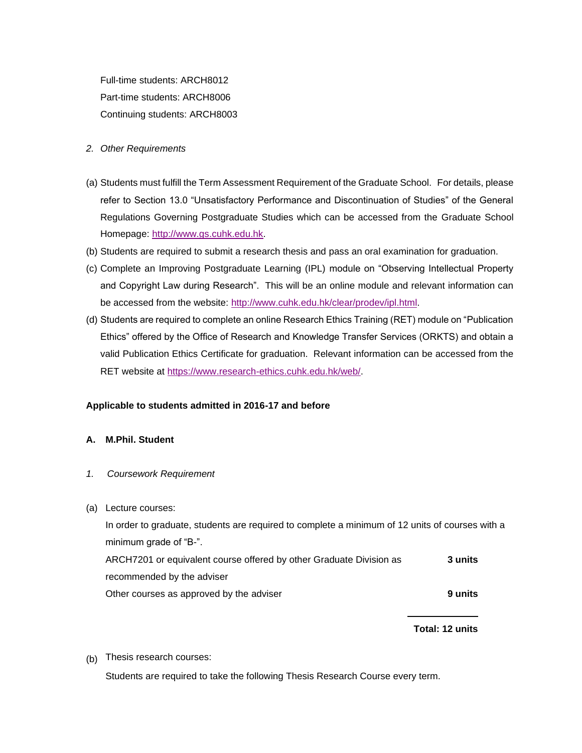Full-time students: ARCH8012

Part-time students: ARCH8006

Continuing students: ARCH8003

*2. Other Requirements*

(a) Students must fulfill the Term Assessment Requirement of the Graduate School. For details, please refer to Section 13.0 "Unsatisfactory Performance and Discontinuation of Studies" of the General Regulations Governing Postgraduate Studies which can be accessed from the Graduate School Homepage: http://www.gs.cuhk.edu.hk.

(b) Students are required to submit a research thesis and pass an oral examination for graduation.

(c) Complete an Improving Postgraduate Learning (IPL) module on "Observing Intellectual Property and Copyright Law during Research". This will be an online module and relevant information can be accessed from the website: http://www.cuhk.edu.hk/clear/prodev/ipl.html.

(d) Students are required to complete an online Research Ethics Training (RET) module on "Publication Ethics" offered by the Office of Research and Knowledge Transfer Services (ORKTS) and obtain a valid Publication Ethics Certificate for graduation. Relevant information can be accessed from the RET website at https://www.research-ethics.cuhk.edu.hk/web/.

**Applicable to students admitted in 2016-17 and before**

**A. M.Phil. Student**

*1. Coursework Requirement*

(a) Lecture courses:

In order to graduate, students are required to complete a minimum of 12 units of courses with a minimum grade of "B-".

| | |
|---|---|
| ARCH7201 or equivalent course offered by other Graduate Division as recommended by the adviser | **3 units** |
| Other courses as approved by the adviser | **9 units** |
| | **Total: 12 units** |

(b) Thesis research courses:

Students are required to take the following Thesis Research Course every term.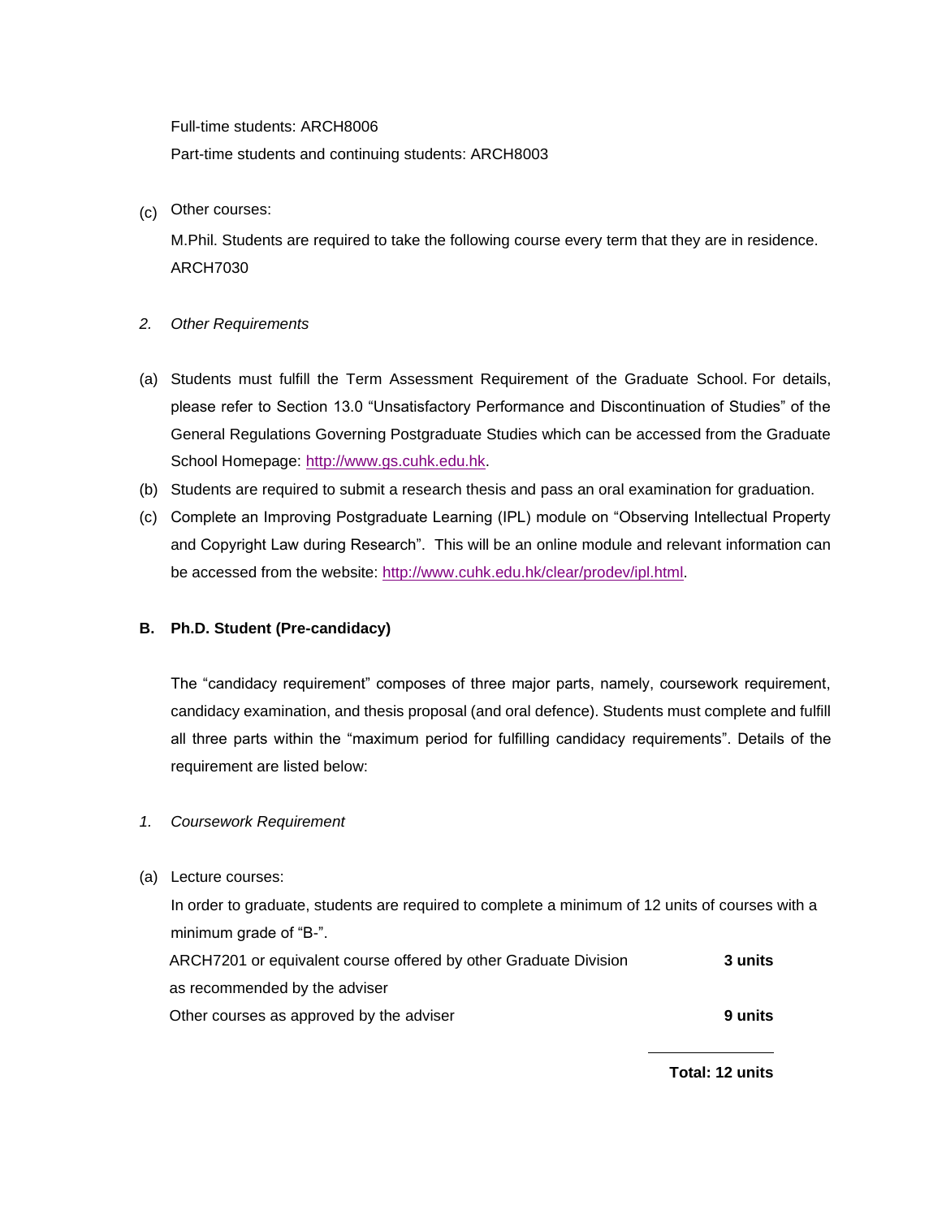Full-time students: ARCH8006

Part-time students and continuing students: ARCH8003

(c) Other courses:

M.Phil. Students are required to take the following course every term that they are in residence. ARCH7030

*2. Other Requirements*

(a) Students must fulfill the Term Assessment Requirement of the Graduate School. For details, please refer to Section 13.0 "Unsatisfactory Performance and Discontinuation of Studies" of the General Regulations Governing Postgraduate Studies which can be accessed from the Graduate School Homepage: [http://www.gs.cuhk.edu.hk](http://www.gs.cuhk.edu.hk).

(b) Students are required to submit a research thesis and pass an oral examination for graduation.

(c) Complete an Improving Postgraduate Learning (IPL) module on "Observing Intellectual Property and Copyright Law during Research". This will be an online module and relevant information can be accessed from the website: [http://www.cuhk.edu.hk/clear/prodev/ipl.html](http://www.cuhk.edu.hk/clear/prodev/ipl.html).

**B. Ph.D. Student (Pre-candidacy)**

The "candidacy requirement" composes of three major parts, namely, coursework requirement, candidacy examination, and thesis proposal (and oral defence). Students must complete and fulfill all three parts within the "maximum period for fulfilling candidacy requirements". Details of the requirement are listed below:

*1. Coursework Requirement*

(a) Lecture courses:

In order to graduate, students are required to complete a minimum of 12 units of courses with a minimum grade of "B-".

| | |
|---|---|
| ARCH7201 or equivalent course offered by other Graduate Division as recommended by the adviser | **3 units** |
| Other courses as approved by the adviser | **9 units** |
| | **Total: 12 units** |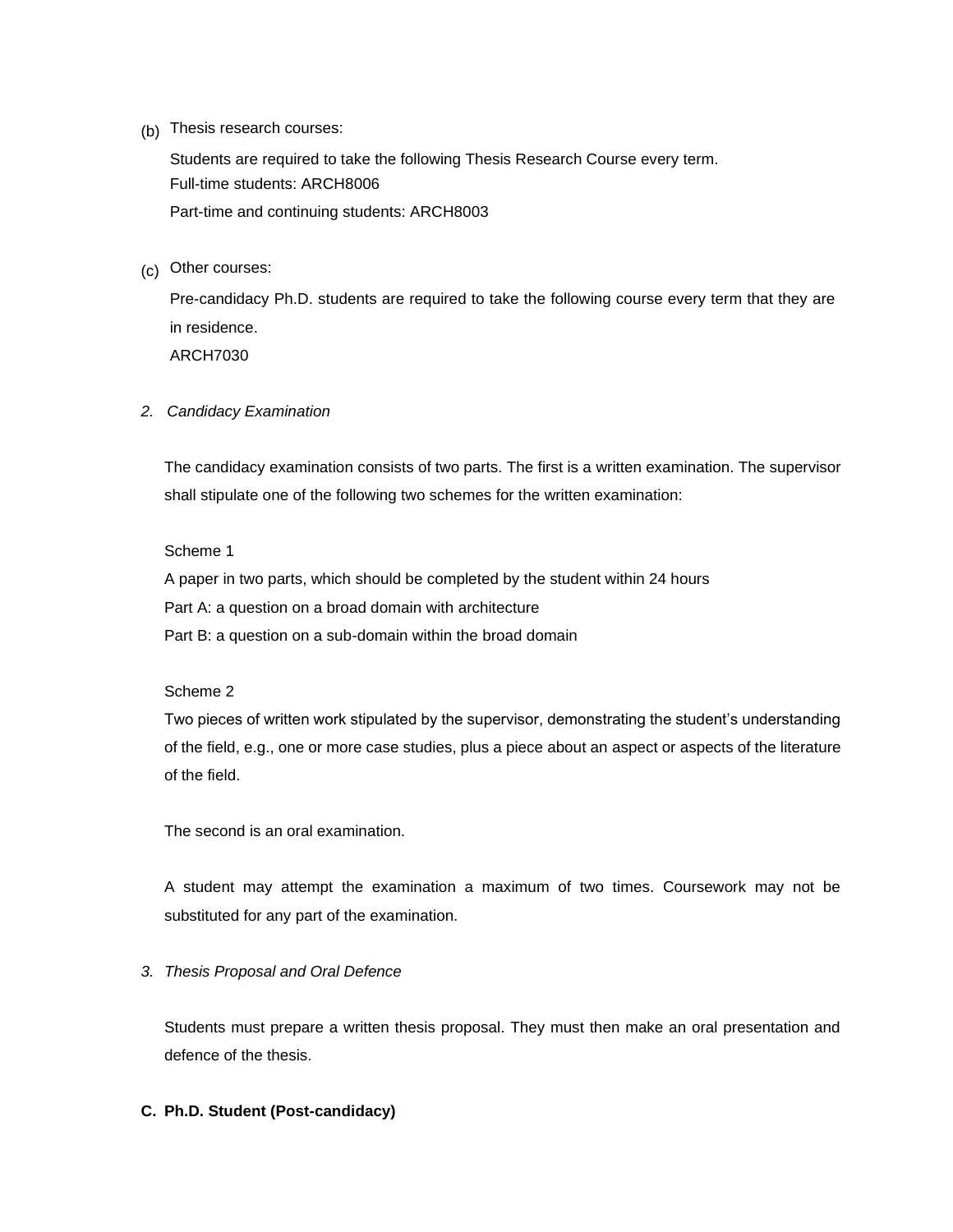(b) Thesis research courses:

Students are required to take the following Thesis Research Course every term.
Full-time students: ARCH8006
Part-time and continuing students: ARCH8003

(c) Other courses:

Pre-candidacy Ph.D. students are required to take the following course every term that they are in residence.
ARCH7030

*2. Candidacy Examination*

The candidacy examination consists of two parts. The first is a written examination. The supervisor shall stipulate one of the following two schemes for the written examination:

Scheme 1
A paper in two parts, which should be completed by the student within 24 hours
Part A: a question on a broad domain with architecture
Part B: a question on a sub-domain within the broad domain

Scheme 2
Two pieces of written work stipulated by the supervisor, demonstrating the student's understanding of the field, e.g., one or more case studies, plus a piece about an aspect or aspects of the literature of the field.

The second is an oral examination.

A student may attempt the examination a maximum of two times. Coursework may not be substituted for any part of the examination.

*3. Thesis Proposal and Oral Defence*

Students must prepare a written thesis proposal. They must then make an oral presentation and defence of the thesis.

**C. Ph.D. Student (Post-candidacy)**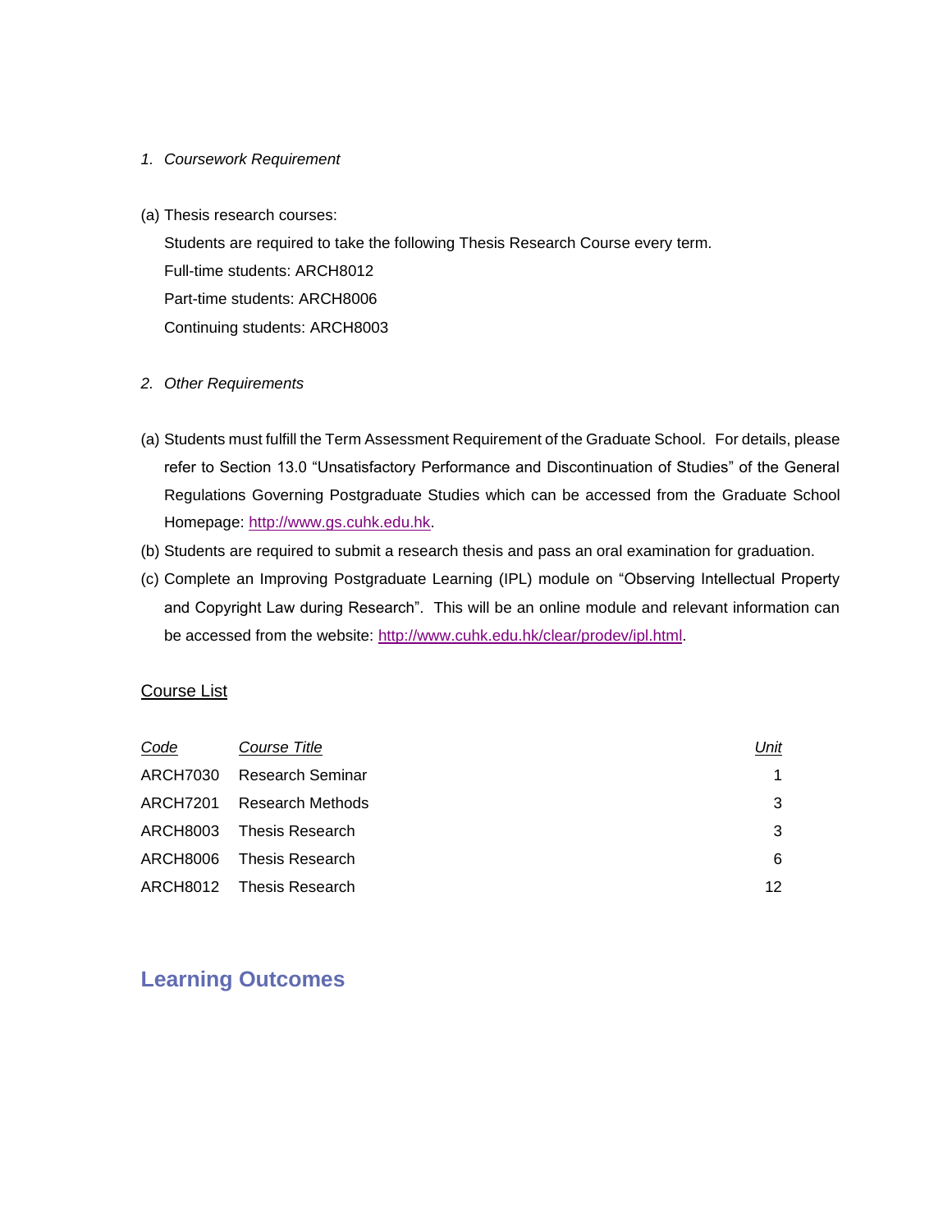*1. Coursework Requirement*

(a) Thesis research courses:

Students are required to take the following Thesis Research Course every term.

Full-time students: ARCH8012

Part-time students: ARCH8006

Continuing students: ARCH8003

*2. Other Requirements*

(a) Students must fulfill the Term Assessment Requirement of the Graduate School. For details, please refer to Section 13.0 "Unsatisfactory Performance and Discontinuation of Studies" of the General Regulations Governing Postgraduate Studies which can be accessed from the Graduate School Homepage: http://www.gs.cuhk.edu.hk.

(b) Students are required to submit a research thesis and pass an oral examination for graduation.

(c) Complete an Improving Postgraduate Learning (IPL) module on "Observing Intellectual Property and Copyright Law during Research". This will be an online module and relevant information can be accessed from the website: http://www.cuhk.edu.hk/clear/prodev/ipl.html.

Course List

| *Code* | *Course Title* | *Unit* |
|---|---|---|
| ARCH7030 | Research Seminar | 1 |
| ARCH7201 | Research Methods | 3 |
| ARCH8003 | Thesis Research | 3 |
| ARCH8006 | Thesis Research | 6 |
| ARCH8012 | Thesis Research | 12 |

## Learning Outcomes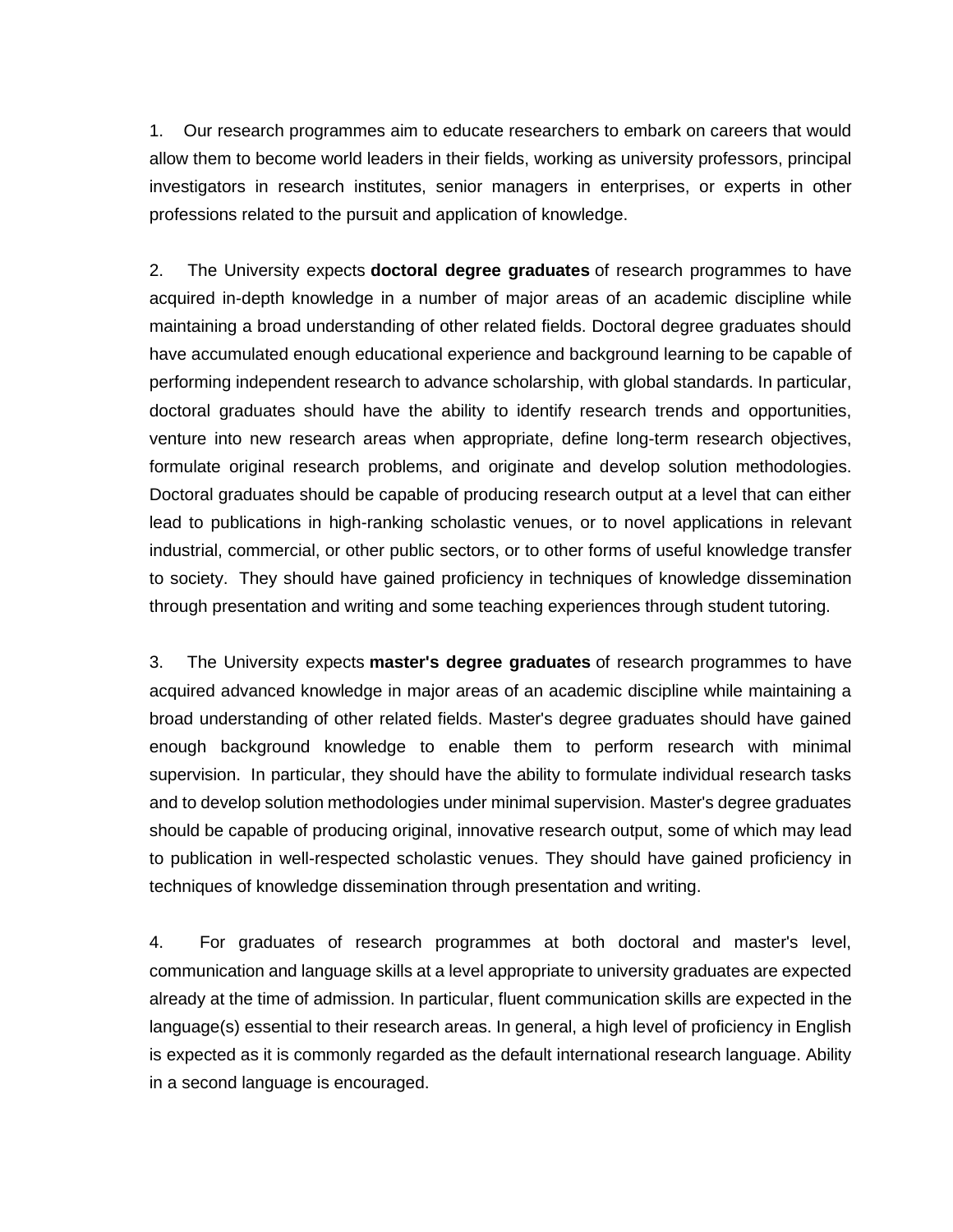1. Our research programmes aim to educate researchers to embark on careers that would allow them to become world leaders in their fields, working as university professors, principal investigators in research institutes, senior managers in enterprises, or experts in other professions related to the pursuit and application of knowledge.

2. The University expects **doctoral degree graduates** of research programmes to have acquired in-depth knowledge in a number of major areas of an academic discipline while maintaining a broad understanding of other related fields. Doctoral degree graduates should have accumulated enough educational experience and background learning to be capable of performing independent research to advance scholarship, with global standards. In particular, doctoral graduates should have the ability to identify research trends and opportunities, venture into new research areas when appropriate, define long-term research objectives, formulate original research problems, and originate and develop solution methodologies. Doctoral graduates should be capable of producing research output at a level that can either lead to publications in high-ranking scholastic venues, or to novel applications in relevant industrial, commercial, or other public sectors, or to other forms of useful knowledge transfer to society. They should have gained proficiency in techniques of knowledge dissemination through presentation and writing and some teaching experiences through student tutoring.

3. The University expects **master's degree graduates** of research programmes to have acquired advanced knowledge in major areas of an academic discipline while maintaining a broad understanding of other related fields. Master's degree graduates should have gained enough background knowledge to enable them to perform research with minimal supervision. In particular, they should have the ability to formulate individual research tasks and to develop solution methodologies under minimal supervision. Master's degree graduates should be capable of producing original, innovative research output, some of which may lead to publication in well-respected scholastic venues. They should have gained proficiency in techniques of knowledge dissemination through presentation and writing.

4. For graduates of research programmes at both doctoral and master's level, communication and language skills at a level appropriate to university graduates are expected already at the time of admission. In particular, fluent communication skills are expected in the language(s) essential to their research areas. In general, a high level of proficiency in English is expected as it is commonly regarded as the default international research language. Ability in a second language is encouraged.